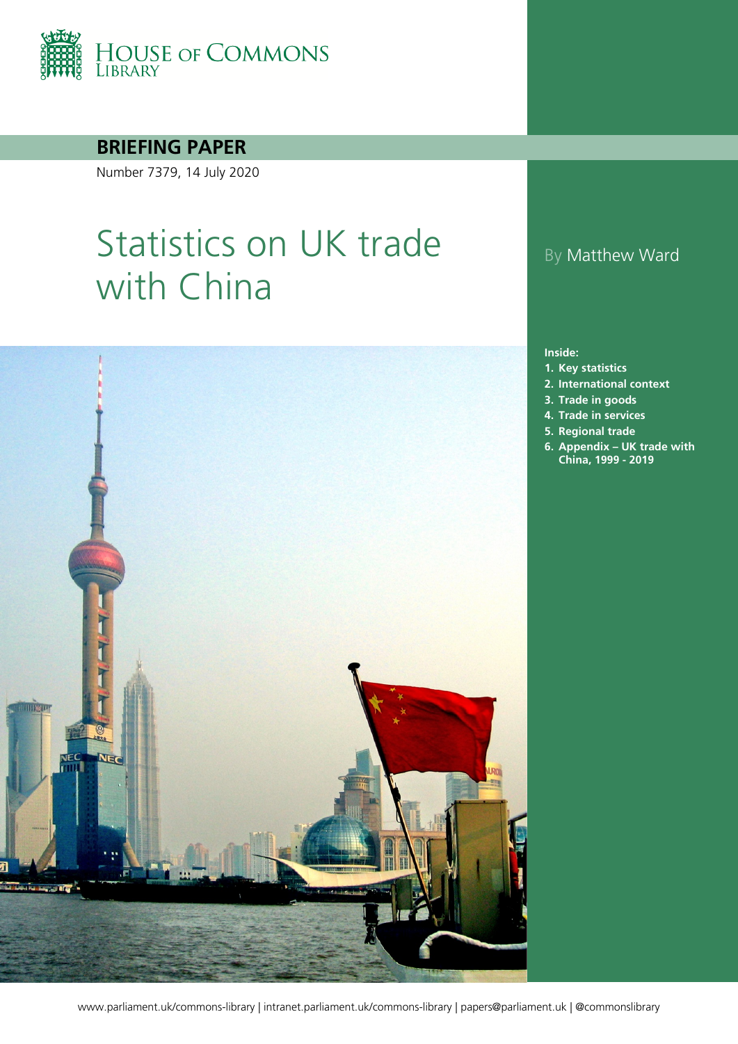HOUSE OF COMMONS LIBRARY

**BRIEFING PAPER**

Number 7379, 14 July 2020

# Statistics on UK trade with China

By Matthew Ward

**Inside:**

1. **Key statistics**
2. **International context**
3. **Trade in goods**
4. **Trade in services**
5. **Regional trade**
6. **Appendix – UK trade with China, 1999 - 2019**

www.parliament.uk/commons-library | intranet.parliament.uk/commons-library | papers@parliament.uk | @commonslibrary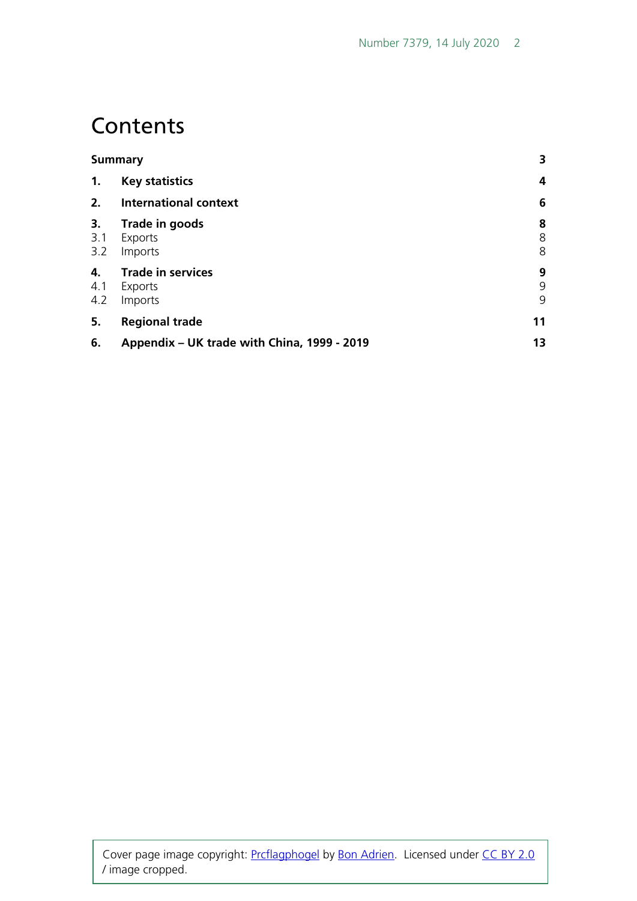# Contents

| | | |
|---|---|---|
| **Summary** | | **3** |
| **1.** | **Key statistics** | **4** |
| **2.** | **International context** | **6** |
| **3.** | **Trade in goods** | **8** |
| 3.1 | Exports | 8 |
| 3.2 | Imports | 8 |
| **4.** | **Trade in services** | **9** |
| 4.1 | Exports | 9 |
| 4.2 | Imports | 9 |
| **5.** | **Regional trade** | **11** |
| **6.** | **Appendix – UK trade with China, 1999 - 2019** | **13** |

Cover page image copyright: Prcflagphogel by Bon Adrien. Licensed under CC BY 2.0 / image cropped.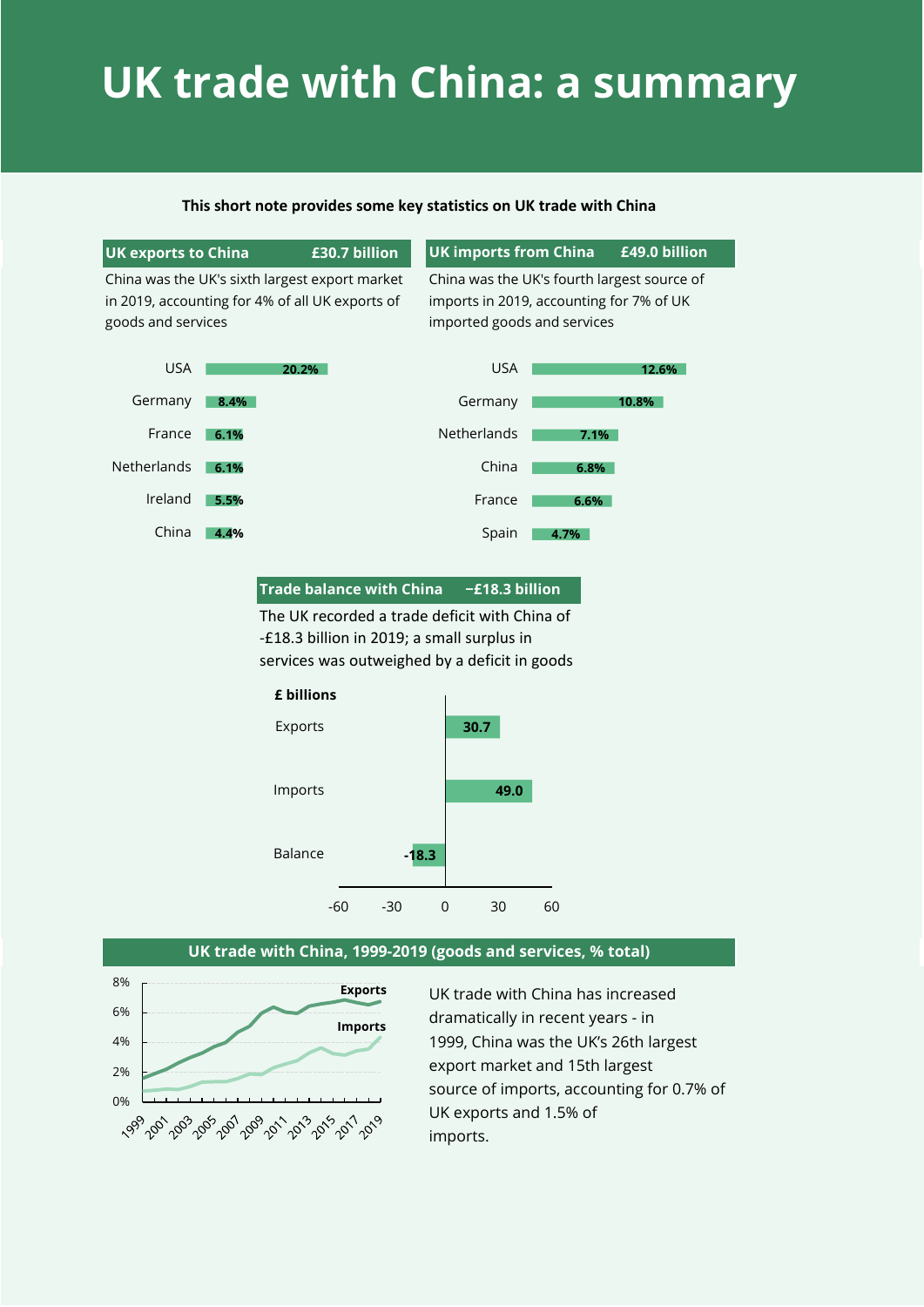# UK trade with China: a summary

**This short note provides some key statistics on UK trade with China**

**UK exports to China — £30.7 billion**

China was the UK's sixth largest export market in 2019, accounting for 4% of all UK exports of goods and services

| Country | Share |
|---|---|
| USA | 20.2% |
| Germany | 8.4% |
| France | 6.1% |
| Netherlands | 6.1% |
| Ireland | 5.5% |
| China | 4.4% |

**UK imports from China — £49.0 billion**

China was the UK's fourth largest source of imports in 2019, accounting for 7% of UK imported goods and services

| Country | Share |
|---|---|
| USA | 12.6% |
| Germany | 10.8% |
| Netherlands | 7.1% |
| China | 6.8% |
| France | 6.6% |
| Spain | 4.7% |

**Trade balance with China — −£18.3 billion**

The UK recorded a trade deficit with China of -£18.3 billion in 2019; a small surplus in services was outweighed by a deficit in goods

| £ billions | |
|---|---|
| Exports | 30.7 |
| Imports | 49.0 |
| Balance | -18.3 |

**UK trade with China, 1999-2019 (goods and services, % total)**

UK trade with China has increased dramatically in recent years - in 1999, China was the UK's 26th largest export market and 15th largest source of imports, accounting for 0.7% of UK exports and 1.5% of imports.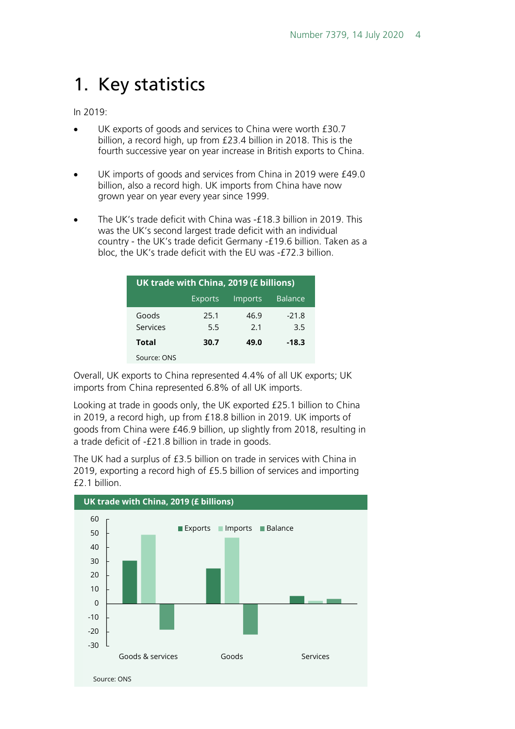# 1. Key statistics

In 2019:

- UK exports of goods and services to China were worth £30.7 billion, a record high, up from £23.4 billion in 2018. This is the fourth successive year on year increase in British exports to China.
- UK imports of goods and services from China in 2019 were £49.0 billion, also a record high. UK imports from China have now grown year on year every year since 1999.
- The UK's trade deficit with China was -£18.3 billion in 2019. This was the UK's second largest trade deficit with an individual country - the UK's trade deficit Germany -£19.6 billion. Taken as a bloc, the UK's trade deficit with the EU was -£72.3 billion.

**UK trade with China, 2019 (£ billions)**

| | Exports | Imports | Balance |
|---|---|---|---|
| Goods | 25.1 | 46.9 | -21.8 |
| Services | 5.5 | 2.1 | 3.5 |
| **Total** | **30.7** | **49.0** | **-18.3** |

Source: ONS

Overall, UK exports to China represented 4.4% of all UK exports; UK imports from China represented 6.8% of all UK imports.

Looking at trade in goods only, the UK exported £25.1 billion to China in 2019, a record high, up from £18.8 billion in 2019. UK imports of goods from China were £46.9 billion, up slightly from 2018, resulting in a trade deficit of -£21.8 billion in trade in goods.

The UK had a surplus of £3.5 billion on trade in services with China in 2019, exporting a record high of £5.5 billion of services and importing £2.1 billion.

**UK trade with China, 2019 (£ billions)**

| | Exports | Imports | Balance |
|---|---|---|---|
| Goods & services | 30.7 | 49.0 | -18.3 |
| Goods | 25.1 | 46.9 | -21.8 |
| Services | 5.5 | 2.1 | 3.5 |

Source: ONS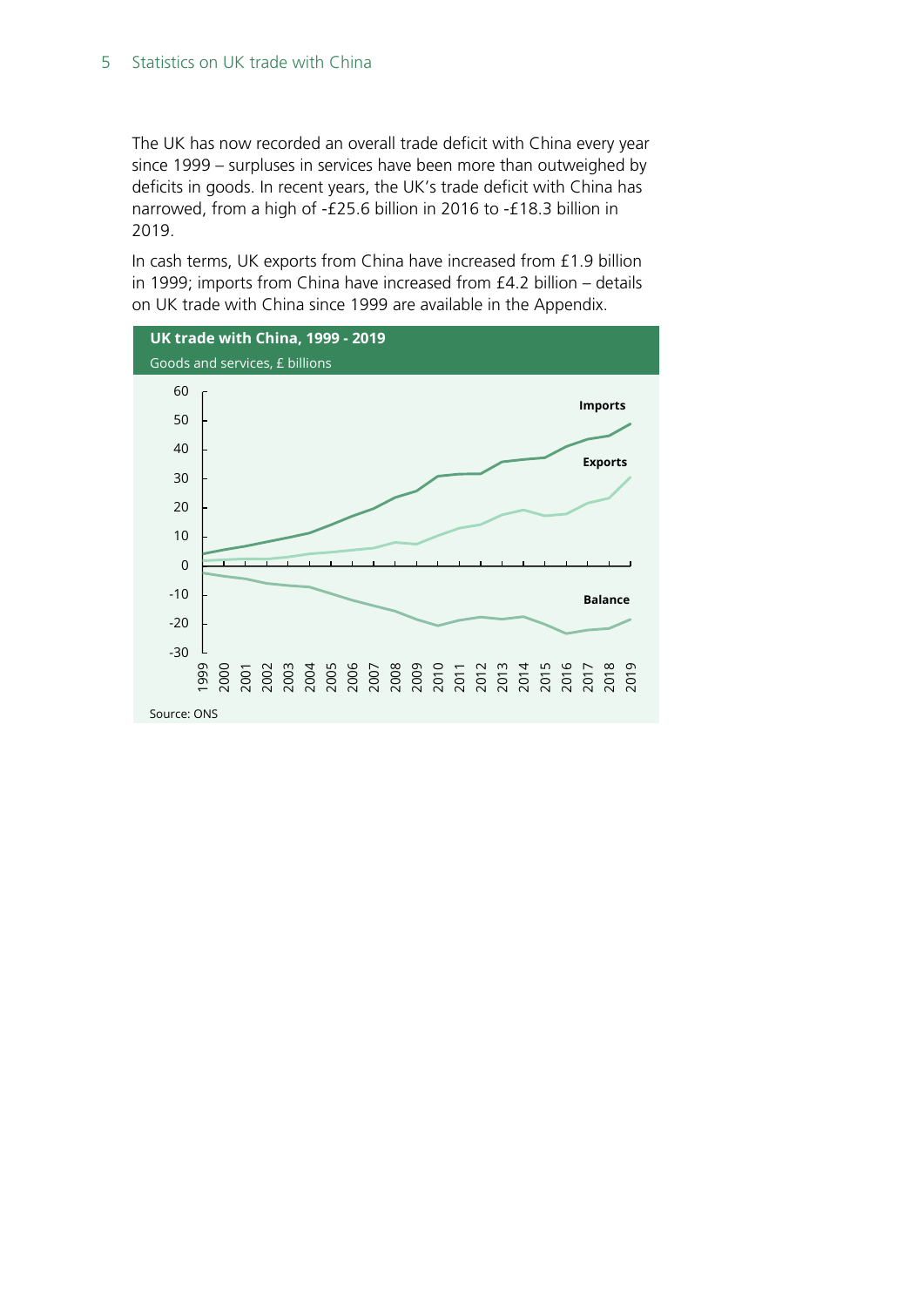The UK has now recorded an overall trade deficit with China every year since 1999 – surpluses in services have been more than outweighed by deficits in goods. In recent years, the UK's trade deficit with China has narrowed, from a high of -£25.6 billion in 2016 to -£18.3 billion in 2019.

In cash terms, UK exports from China have increased from £1.9 billion in 1999; imports from China have increased from £4.2 billion – details on UK trade with China since 1999 are available in the Appendix.

**UK trade with China, 1999 - 2019**

Goods and services, £ billions

Source: ONS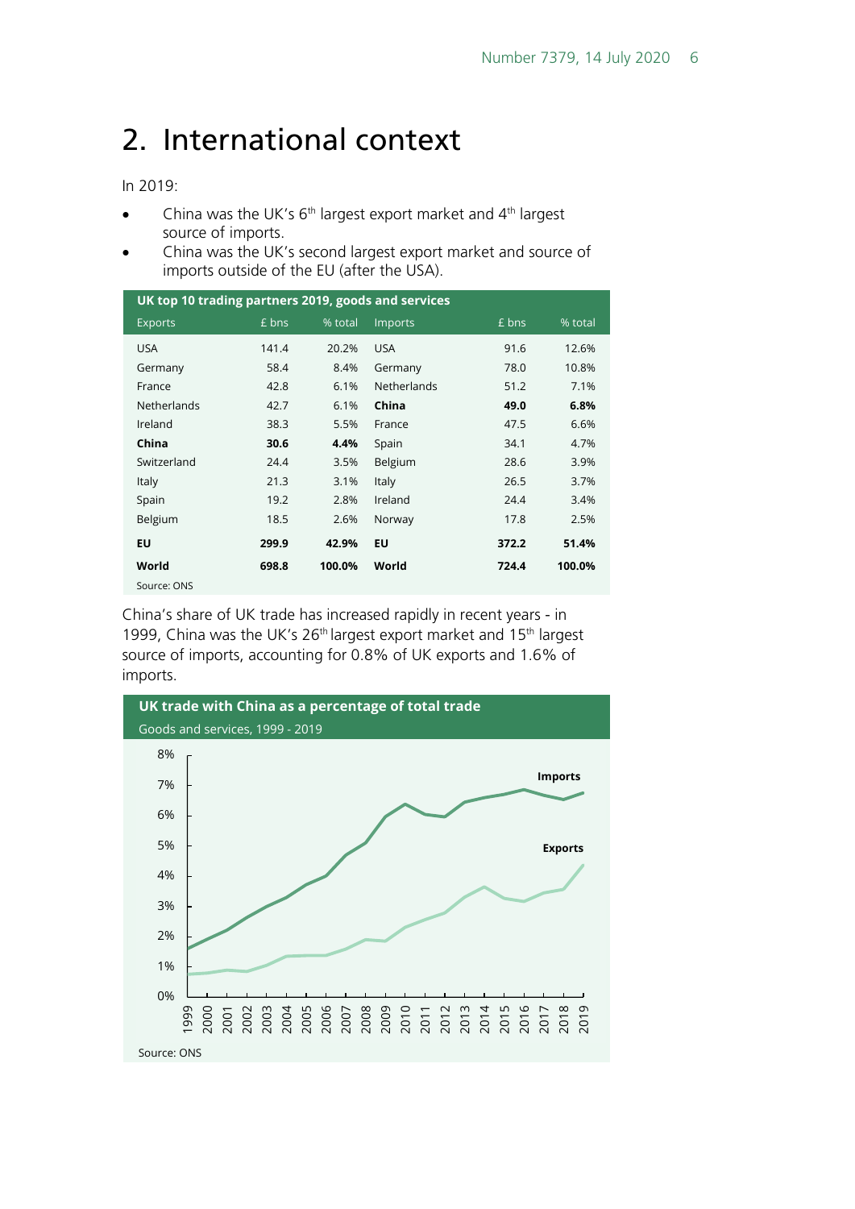# 2. International context

In 2019:

- China was the UK's 6th largest export market and 4th largest source of imports.
- China was the UK's second largest export market and source of imports outside of the EU (after the USA).

**UK top 10 trading partners 2019, goods and services**

| Exports | £ bns | % total | Imports | £ bns | % total |
|---|---|---|---|---|---|
| USA | 141.4 | 20.2% | USA | 91.6 | 12.6% |
| Germany | 58.4 | 8.4% | Germany | 78.0 | 10.8% |
| France | 42.8 | 6.1% | Netherlands | 51.2 | 7.1% |
| Netherlands | 42.7 | 6.1% | **China** | **49.0** | **6.8%** |
| Ireland | 38.3 | 5.5% | France | 47.5 | 6.6% |
| **China** | **30.6** | **4.4%** | Spain | 34.1 | 4.7% |
| Switzerland | 24.4 | 3.5% | Belgium | 28.6 | 3.9% |
| Italy | 21.3 | 3.1% | Italy | 26.5 | 3.7% |
| Spain | 19.2 | 2.8% | Ireland | 24.4 | 3.4% |
| Belgium | 18.5 | 2.6% | Norway | 17.8 | 2.5% |
| **EU** | **299.9** | **42.9%** | **EU** | **372.2** | **51.4%** |
| **World** | **698.8** | **100.0%** | **World** | **724.4** | **100.0%** |

Source: ONS

China's share of UK trade has increased rapidly in recent years - in 1999, China was the UK's 26th largest export market and 15th largest source of imports, accounting for 0.8% of UK exports and 1.6% of imports.

**UK trade with China as a percentage of total trade**

Goods and services, 1999 - 2019

Source: ONS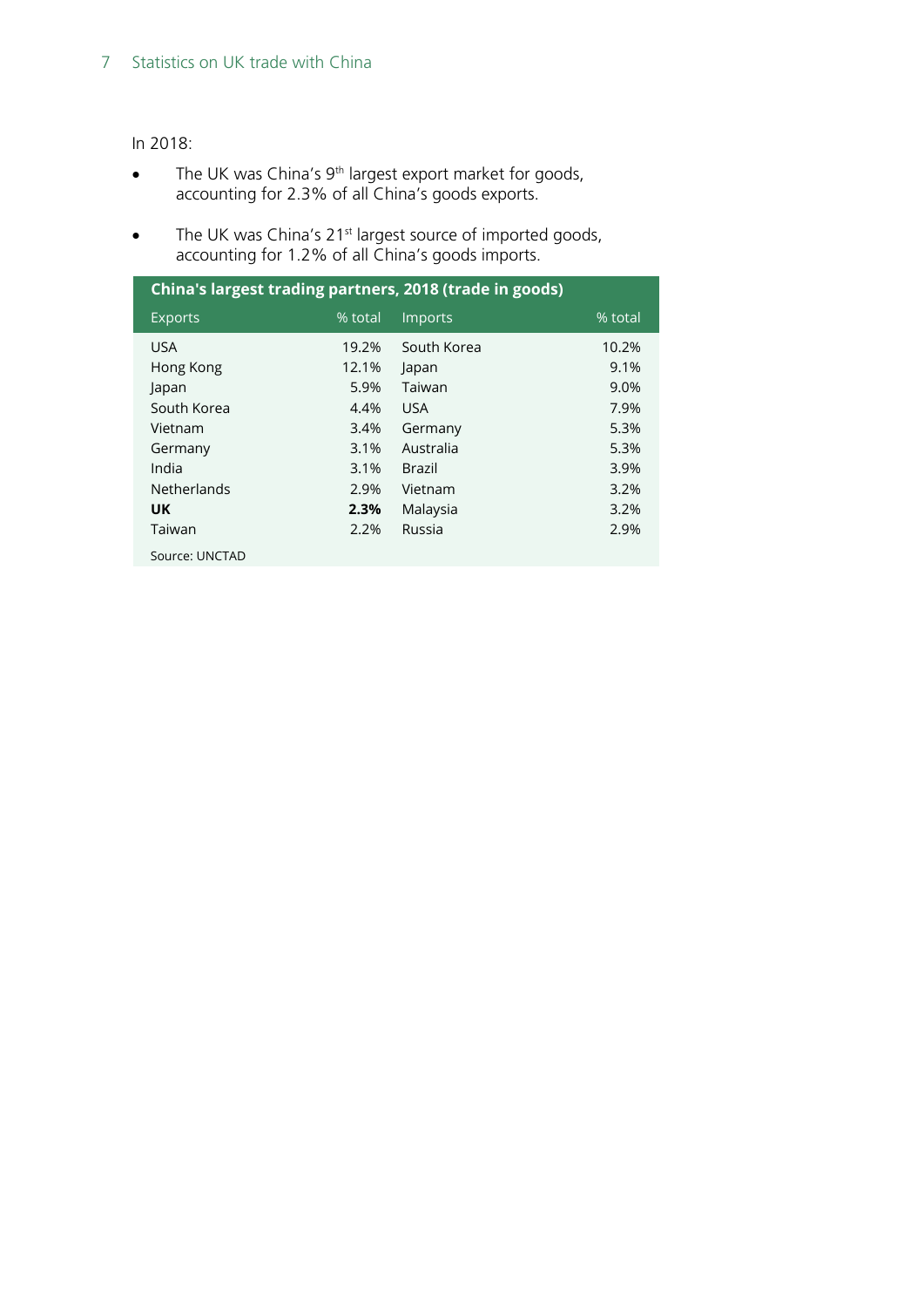In 2018:

- The UK was China's 9th largest export market for goods, accounting for 2.3% of all China's goods exports.
- The UK was China's 21st largest source of imported goods, accounting for 1.2% of all China's goods imports.

**China's largest trading partners, 2018 (trade in goods)**

| Exports | % total | Imports | % total |
|---|---|---|---|
| USA | 19.2% | South Korea | 10.2% |
| Hong Kong | 12.1% | Japan | 9.1% |
| Japan | 5.9% | Taiwan | 9.0% |
| South Korea | 4.4% | USA | 7.9% |
| Vietnam | 3.4% | Germany | 5.3% |
| Germany | 3.1% | Australia | 5.3% |
| India | 3.1% | Brazil | 3.9% |
| Netherlands | 2.9% | Vietnam | 3.2% |
| **UK** | **2.3%** | Malaysia | 3.2% |
| Taiwan | 2.2% | Russia | 2.9% |

Source: UNCTAD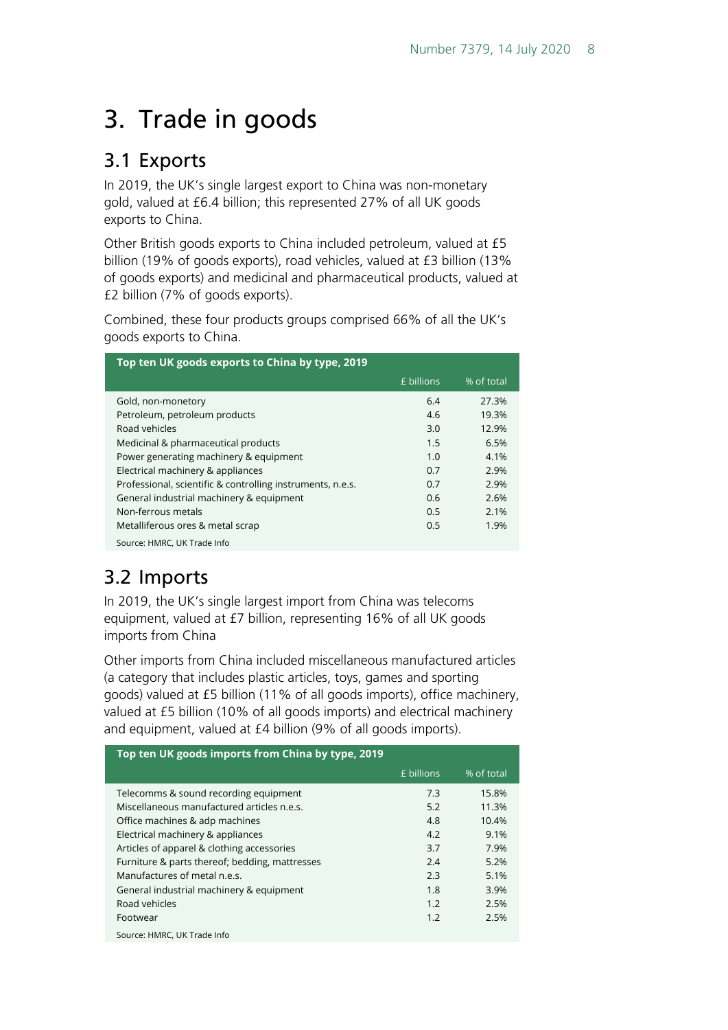# 3. Trade in goods

## 3.1 Exports

In 2019, the UK's single largest export to China was non-monetary gold, valued at £6.4 billion; this represented 27% of all UK goods exports to China.

Other British goods exports to China included petroleum, valued at £5 billion (19% of goods exports), road vehicles, valued at £3 billion (13% of goods exports) and medicinal and pharmaceutical products, valued at £2 billion (7% of goods exports).

Combined, these four products groups comprised 66% of all the UK's goods exports to China.

**Top ten UK goods exports to China by type, 2019**

| | £ billions | % of total |
|---|---|---|
| Gold, non-monetary | 6.4 | 27.3% |
| Petroleum, petroleum products | 4.6 | 19.3% |
| Road vehicles | 3.0 | 12.9% |
| Medicinal & pharmaceutical products | 1.5 | 6.5% |
| Power generating machinery & equipment | 1.0 | 4.1% |
| Electrical machinery & appliances | 0.7 | 2.9% |
| Professional, scientific & controlling instruments, n.e.s. | 0.7 | 2.9% |
| General industrial machinery & equipment | 0.6 | 2.6% |
| Non-ferrous metals | 0.5 | 2.1% |
| Metalliferous ores & metal scrap | 0.5 | 1.9% |

Source: HMRC, UK Trade Info

## 3.2 Imports

In 2019, the UK's single largest import from China was telecoms equipment, valued at £7 billion, representing 16% of all UK goods imports from China

Other imports from China included miscellaneous manufactured articles (a category that includes plastic articles, toys, games and sporting goods) valued at £5 billion (11% of all goods imports), office machinery, valued at £5 billion (10% of all goods imports) and electrical machinery and equipment, valued at £4 billion (9% of all goods imports).

**Top ten UK goods imports from China by type, 2019**

| | £ billions | % of total |
|---|---|---|
| Telecomms & sound recording equipment | 7.3 | 15.8% |
| Miscellaneous manufactured articles n.e.s. | 5.2 | 11.3% |
| Office machines & adp machines | 4.8 | 10.4% |
| Electrical machinery & appliances | 4.2 | 9.1% |
| Articles of apparel & clothing accessories | 3.7 | 7.9% |
| Furniture & parts thereof; bedding, mattresses | 2.4 | 5.2% |
| Manufactures of metal n.e.s. | 2.3 | 5.1% |
| General industrial machinery & equipment | 1.8 | 3.9% |
| Road vehicles | 1.2 | 2.5% |
| Footwear | 1.2 | 2.5% |

Source: HMRC, UK Trade Info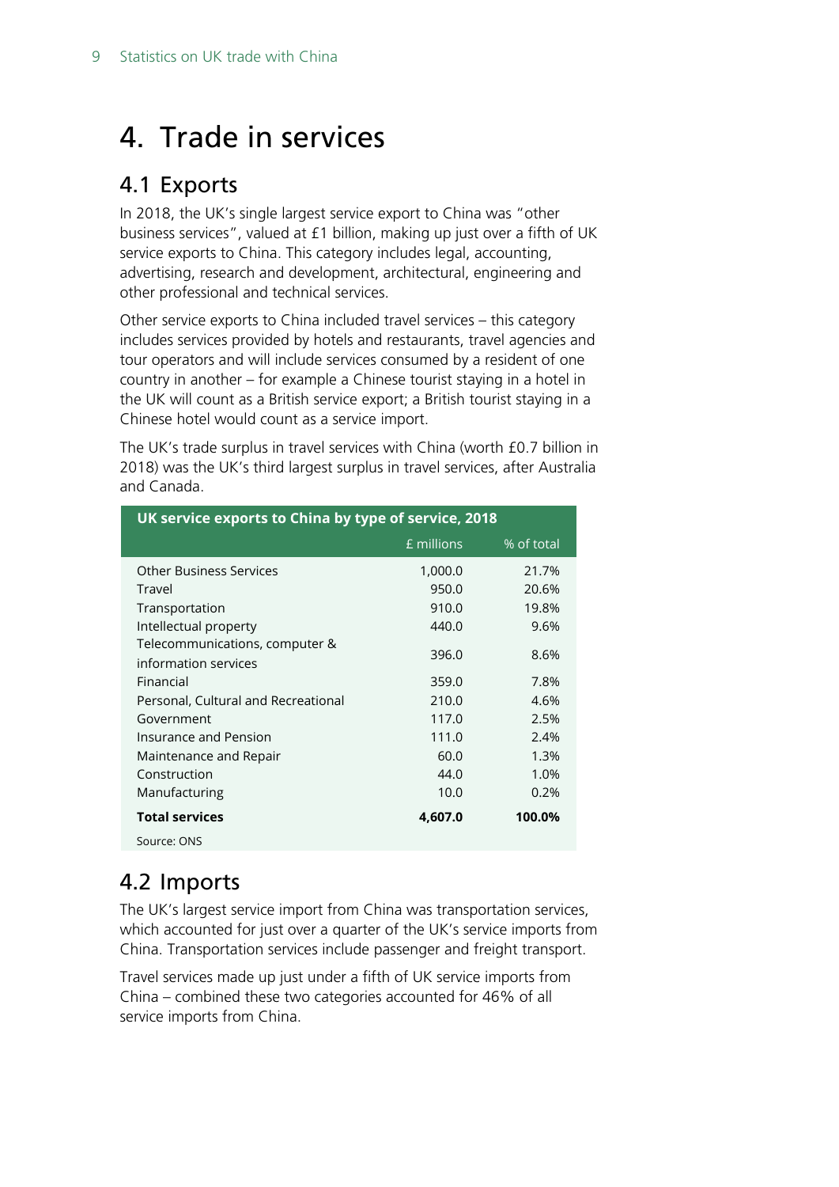# 4. Trade in services

## 4.1 Exports

In 2018, the UK's single largest service export to China was "other business services", valued at £1 billion, making up just over a fifth of UK service exports to China. This category includes legal, accounting, advertising, research and development, architectural, engineering and other professional and technical services.

Other service exports to China included travel services – this category includes services provided by hotels and restaurants, travel agencies and tour operators and will include services consumed by a resident of one country in another – for example a Chinese tourist staying in a hotel in the UK will count as a British service export; a British tourist staying in a Chinese hotel would count as a service import.

The UK's trade surplus in travel services with China (worth £0.7 billion in 2018) was the UK's third largest surplus in travel services, after Australia and Canada.

**UK service exports to China by type of service, 2018**

| | £ millions | % of total |
|---|---|---|
| Other Business Services | 1,000.0 | 21.7% |
| Travel | 950.0 | 20.6% |
| Transportation | 910.0 | 19.8% |
| Intellectual property | 440.0 | 9.6% |
| Telecommunications, computer & information services | 396.0 | 8.6% |
| Financial | 359.0 | 7.8% |
| Personal, Cultural and Recreational | 210.0 | 4.6% |
| Government | 117.0 | 2.5% |
| Insurance and Pension | 111.0 | 2.4% |
| Maintenance and Repair | 60.0 | 1.3% |
| Construction | 44.0 | 1.0% |
| Manufacturing | 10.0 | 0.2% |
| **Total services** | **4,607.0** | **100.0%** |

Source: ONS

## 4.2 Imports

The UK's largest service import from China was transportation services, which accounted for just over a quarter of the UK's service imports from China. Transportation services include passenger and freight transport.

Travel services made up just under a fifth of UK service imports from China – combined these two categories accounted for 46% of all service imports from China.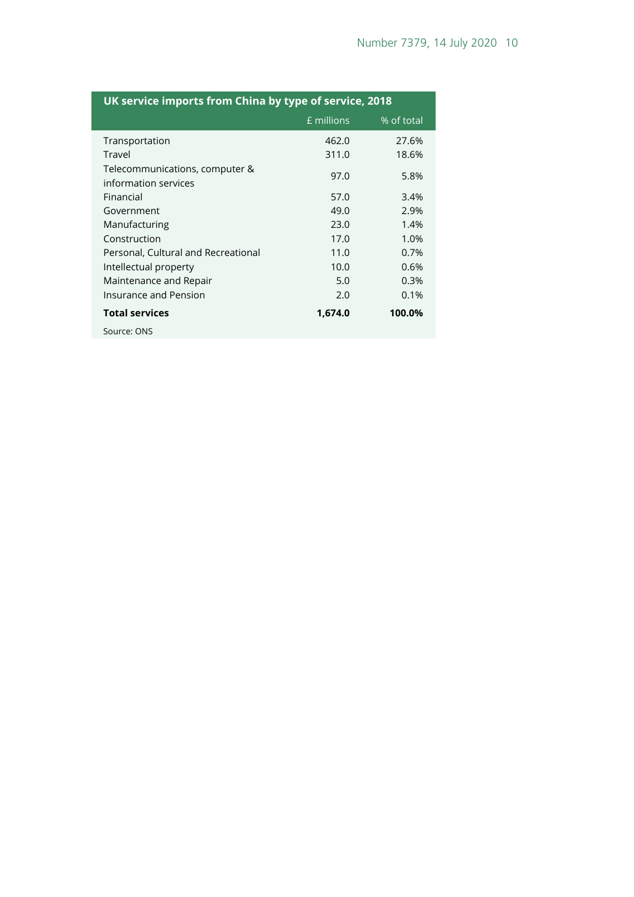**UK service imports from China by type of service, 2018**

| | £ millions | % of total |
|---|---|---|
| Transportation | 462.0 | 27.6% |
| Travel | 311.0 | 18.6% |
| Telecommunications, computer & information services | 97.0 | 5.8% |
| Financial | 57.0 | 3.4% |
| Government | 49.0 | 2.9% |
| Manufacturing | 23.0 | 1.4% |
| Construction | 17.0 | 1.0% |
| Personal, Cultural and Recreational | 11.0 | 0.7% |
| Intellectual property | 10.0 | 0.6% |
| Maintenance and Repair | 5.0 | 0.3% |
| Insurance and Pension | 2.0 | 0.1% |
| **Total services** | **1,674.0** | **100.0%** |

Source: ONS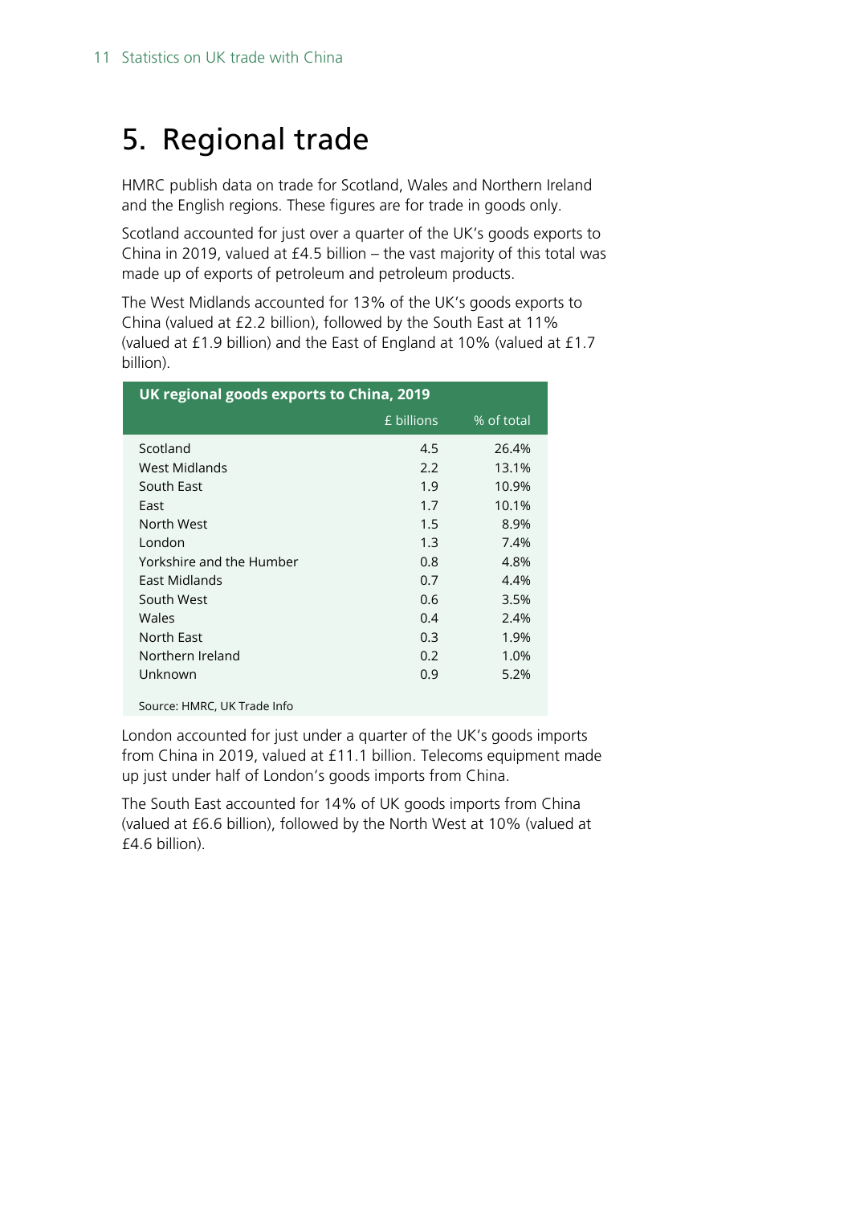# 5. Regional trade

HMRC publish data on trade for Scotland, Wales and Northern Ireland and the English regions. These figures are for trade in goods only.

Scotland accounted for just over a quarter of the UK's goods exports to China in 2019, valued at £4.5 billion – the vast majority of this total was made up of exports of petroleum and petroleum products.

The West Midlands accounted for 13% of the UK's goods exports to China (valued at £2.2 billion), followed by the South East at 11% (valued at £1.9 billion) and the East of England at 10% (valued at £1.7 billion).

**UK regional goods exports to China, 2019**

| | £ billions | % of total |
|---|---|---|
| Scotland | 4.5 | 26.4% |
| West Midlands | 2.2 | 13.1% |
| South East | 1.9 | 10.9% |
| East | 1.7 | 10.1% |
| North West | 1.5 | 8.9% |
| London | 1.3 | 7.4% |
| Yorkshire and the Humber | 0.8 | 4.8% |
| East Midlands | 0.7 | 4.4% |
| South West | 0.6 | 3.5% |
| Wales | 0.4 | 2.4% |
| North East | 0.3 | 1.9% |
| Northern Ireland | 0.2 | 1.0% |
| Unknown | 0.9 | 5.2% |

Source: HMRC, UK Trade Info

London accounted for just under a quarter of the UK's goods imports from China in 2019, valued at £11.1 billion. Telecoms equipment made up just under half of London's goods imports from China.

The South East accounted for 14% of UK goods imports from China (valued at £6.6 billion), followed by the North West at 10% (valued at £4.6 billion).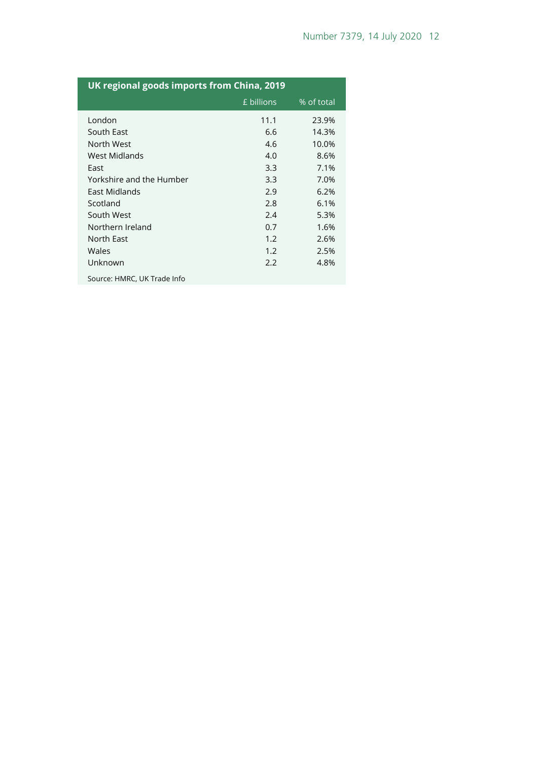**UK regional goods imports from China, 2019**

| | £ billions | % of total |
|---|---|---|
| London | 11.1 | 23.9% |
| South East | 6.6 | 14.3% |
| North West | 4.6 | 10.0% |
| West Midlands | 4.0 | 8.6% |
| East | 3.3 | 7.1% |
| Yorkshire and the Humber | 3.3 | 7.0% |
| East Midlands | 2.9 | 6.2% |
| Scotland | 2.8 | 6.1% |
| South West | 2.4 | 5.3% |
| Northern Ireland | 0.7 | 1.6% |
| North East | 1.2 | 2.6% |
| Wales | 1.2 | 2.5% |
| Unknown | 2.2 | 4.8% |

Source: HMRC, UK Trade Info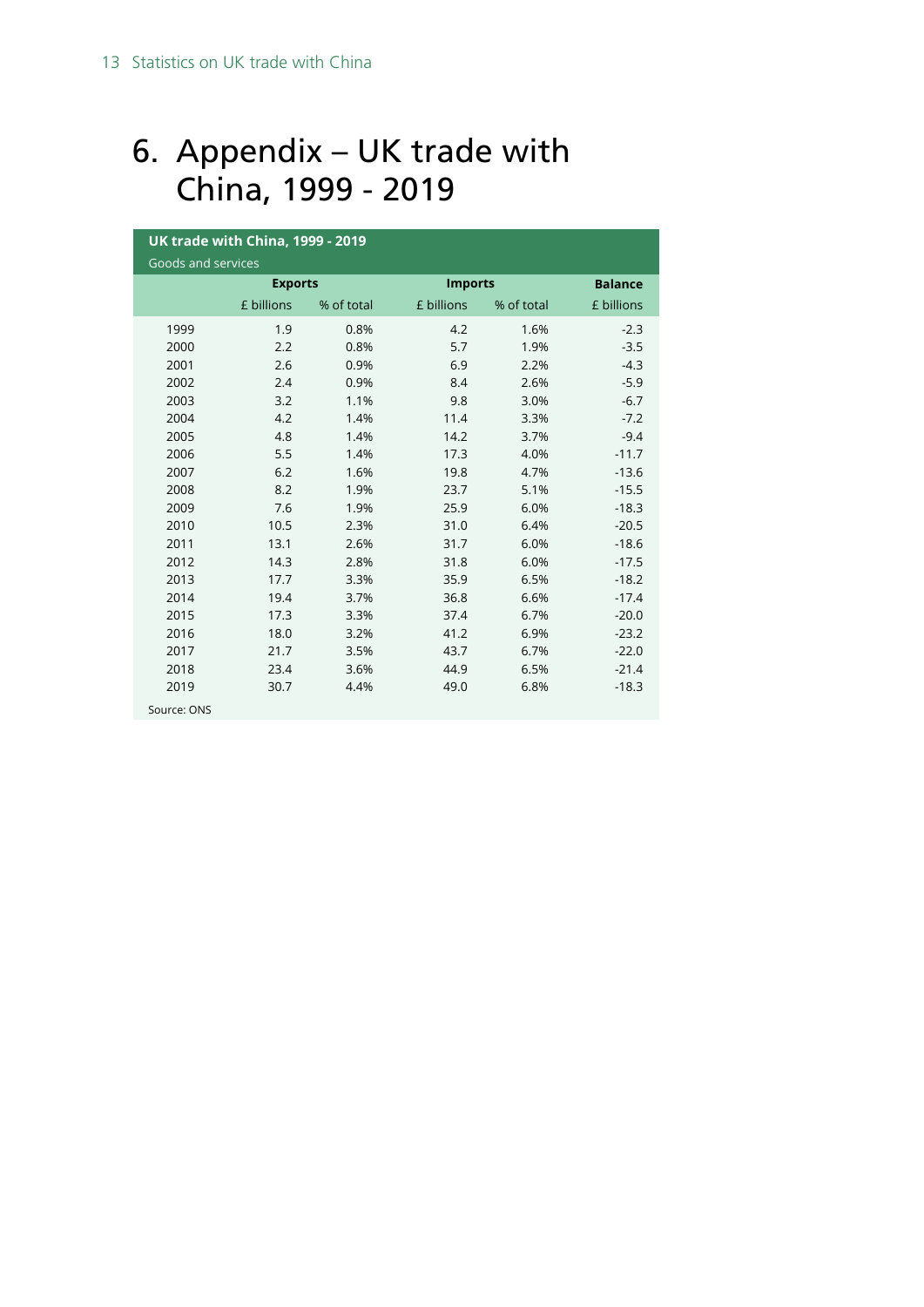# 6. Appendix – UK trade with China, 1999 - 2019

**UK trade with China, 1999 - 2019**

Goods and services

| | Exports | | Imports | | Balance |
|---|---|---|---|---|---|
| | £ billions | % of total | £ billions | % of total | £ billions |
| 1999 | 1.9 | 0.8% | 4.2 | 1.6% | -2.3 |
| 2000 | 2.2 | 0.8% | 5.7 | 1.9% | -3.5 |
| 2001 | 2.6 | 0.9% | 6.9 | 2.2% | -4.3 |
| 2002 | 2.4 | 0.9% | 8.4 | 2.6% | -5.9 |
| 2003 | 3.2 | 1.1% | 9.8 | 3.0% | -6.7 |
| 2004 | 4.2 | 1.4% | 11.4 | 3.3% | -7.2 |
| 2005 | 4.8 | 1.4% | 14.2 | 3.7% | -9.4 |
| 2006 | 5.5 | 1.4% | 17.3 | 4.0% | -11.7 |
| 2007 | 6.2 | 1.6% | 19.8 | 4.7% | -13.6 |
| 2008 | 8.2 | 1.9% | 23.7 | 5.1% | -15.5 |
| 2009 | 7.6 | 1.9% | 25.9 | 6.0% | -18.3 |
| 2010 | 10.5 | 2.3% | 31.0 | 6.4% | -20.5 |
| 2011 | 13.1 | 2.6% | 31.7 | 6.0% | -18.6 |
| 2012 | 14.3 | 2.8% | 31.8 | 6.0% | -17.5 |
| 2013 | 17.7 | 3.3% | 35.9 | 6.5% | -18.2 |
| 2014 | 19.4 | 3.7% | 36.8 | 6.6% | -17.4 |
| 2015 | 17.3 | 3.3% | 37.4 | 6.7% | -20.0 |
| 2016 | 18.0 | 3.2% | 41.2 | 6.9% | -23.2 |
| 2017 | 21.7 | 3.5% | 43.7 | 6.7% | -22.0 |
| 2018 | 23.4 | 3.6% | 44.9 | 6.5% | -21.4 |
| 2019 | 30.7 | 4.4% | 49.0 | 6.8% | -18.3 |

Source: ONS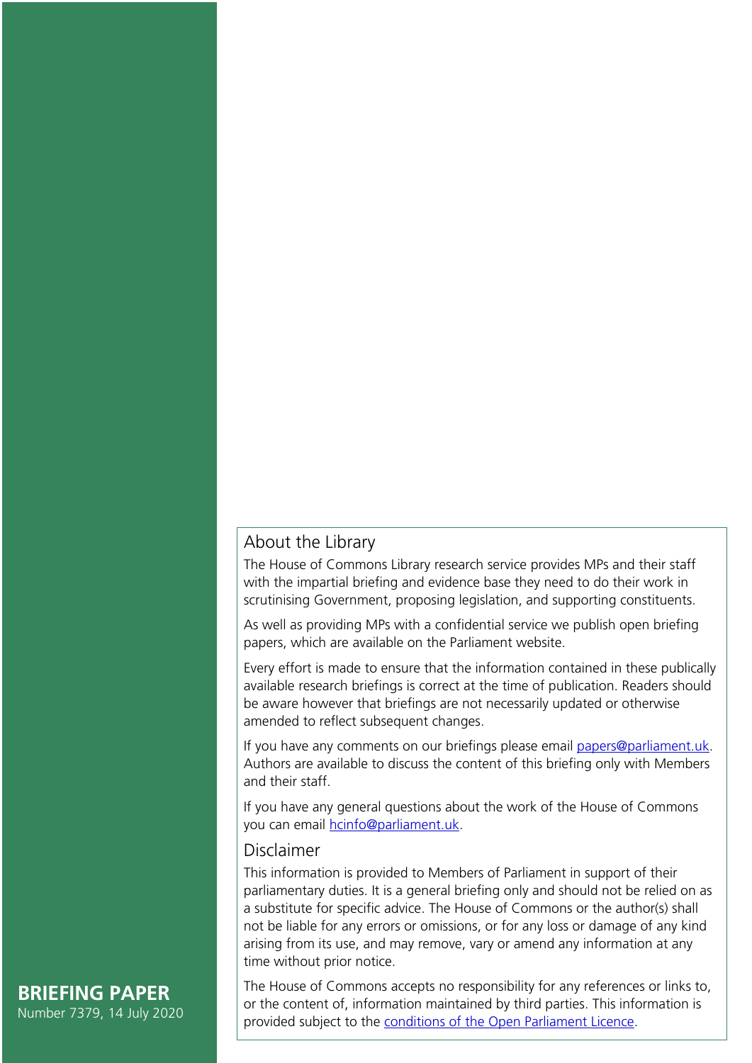## About the Library

The House of Commons Library research service provides MPs and their staff with the impartial briefing and evidence base they need to do their work in scrutinising Government, proposing legislation, and supporting constituents.

As well as providing MPs with a confidential service we publish open briefing papers, which are available on the Parliament website.

Every effort is made to ensure that the information contained in these publically available research briefings is correct at the time of publication. Readers should be aware however that briefings are not necessarily updated or otherwise amended to reflect subsequent changes.

If you have any comments on our briefings please email papers@parliament.uk. Authors are available to discuss the content of this briefing only with Members and their staff.

If you have any general questions about the work of the House of Commons you can email hcinfo@parliament.uk.

## Disclaimer

This information is provided to Members of Parliament in support of their parliamentary duties. It is a general briefing only and should not be relied on as a substitute for specific advice. The House of Commons or the author(s) shall not be liable for any errors or omissions, or for any loss or damage of any kind arising from its use, and may remove, vary or amend any information at any time without prior notice.

The House of Commons accepts no responsibility for any references or links to, or the content of, information maintained by third parties. This information is provided subject to the conditions of the Open Parliament Licence.

**BRIEFING PAPER**
Number 7379, 14 July 2020